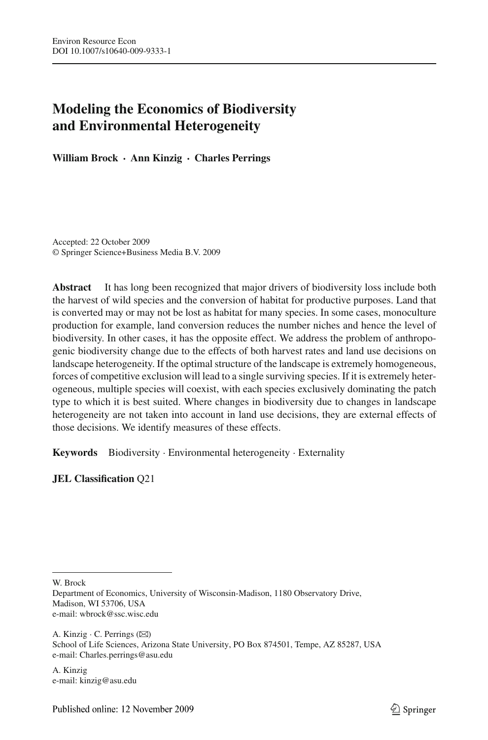# Modeling the Economics of Biodiversity and Environmental Heterogeneity

**William Brock · Ann Kinzig · Charles Perrings**

Accepted: 22 October 2009
© Springer Science+Business Media B.V. 2009

**Abstract** It has long been recognized that major drivers of biodiversity loss include both the harvest of wild species and the conversion of habitat for productive purposes. Land that is converted may or may not be lost as habitat for many species. In some cases, monoculture production for example, land conversion reduces the number niches and hence the level of biodiversity. In other cases, it has the opposite effect. We address the problem of anthropogenic biodiversity change due to the effects of both harvest rates and land use decisions on landscape heterogeneity. If the optimal structure of the landscape is extremely homogeneous, forces of competitive exclusion will lead to a single surviving species. If it is extremely heterogeneous, multiple species will coexist, with each species exclusively dominating the patch type to which it is best suited. Where changes in biodiversity due to changes in landscape heterogeneity are not taken into account in land use decisions, they are external effects of those decisions. We identify measures of these effects.

**Keywords** Biodiversity · Environmental heterogeneity · Externality

**JEL Classification** Q21

---

W. Brock
Department of Economics, University of Wisconsin-Madison, 1180 Observatory Drive, Madison, WI 53706, USA
e-mail: wbrock@ssc.wisc.edu

A. Kinzig · C. Perrings (✉)
School of Life Sciences, Arizona State University, PO Box 874501, Tempe, AZ 85287, USA
e-mail: Charles.perrings@asu.edu

A. Kinzig
e-mail: kinzig@asu.edu

Published online: 12 November 2009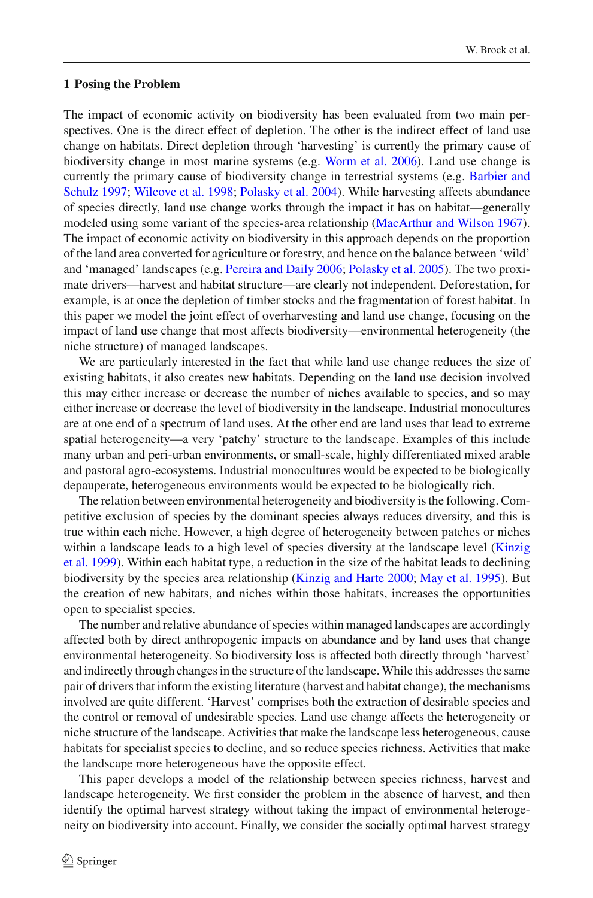## 1 Posing the Problem

The impact of economic activity on biodiversity has been evaluated from two main perspectives. One is the direct effect of depletion. The other is the indirect effect of land use change on habitats. Direct depletion through 'harvesting' is currently the primary cause of biodiversity change in most marine systems (e.g. Worm et al. 2006). Land use change is currently the primary cause of biodiversity change in terrestrial systems (e.g. Barbier and Schulz 1997; Wilcove et al. 1998; Polasky et al. 2004). While harvesting affects abundance of species directly, land use change works through the impact it has on habitat—generally modeled using some variant of the species-area relationship (MacArthur and Wilson 1967). The impact of economic activity on biodiversity in this approach depends on the proportion of the land area converted for agriculture or forestry, and hence on the balance between 'wild' and 'managed' landscapes (e.g. Pereira and Daily 2006; Polasky et al. 2005). The two proximate drivers—harvest and habitat structure—are clearly not independent. Deforestation, for example, is at once the depletion of timber stocks and the fragmentation of forest habitat. In this paper we model the joint effect of overharvesting and land use change, focusing on the impact of land use change that most affects biodiversity—environmental heterogeneity (the niche structure) of managed landscapes.

We are particularly interested in the fact that while land use change reduces the size of existing habitats, it also creates new habitats. Depending on the land use decision involved this may either increase or decrease the number of niches available to species, and so may either increase or decrease the level of biodiversity in the landscape. Industrial monocultures are at one end of a spectrum of land uses. At the other end are land uses that lead to extreme spatial heterogeneity—a very 'patchy' structure to the landscape. Examples of this include many urban and peri-urban environments, or small-scale, highly differentiated mixed arable and pastoral agro-ecosystems. Industrial monocultures would be expected to be biologically depauperate, heterogeneous environments would be expected to be biologically rich.

The relation between environmental heterogeneity and biodiversity is the following. Competitive exclusion of species by the dominant species always reduces diversity, and this is true within each niche. However, a high degree of heterogeneity between patches or niches within a landscape leads to a high level of species diversity at the landscape level (Kinzig et al. 1999). Within each habitat type, a reduction in the size of the habitat leads to declining biodiversity by the species area relationship (Kinzig and Harte 2000; May et al. 1995). But the creation of new habitats, and niches within those habitats, increases the opportunities open to specialist species.

The number and relative abundance of species within managed landscapes are accordingly affected both by direct anthropogenic impacts on abundance and by land uses that change environmental heterogeneity. So biodiversity loss is affected both directly through 'harvest' and indirectly through changes in the structure of the landscape. While this addresses the same pair of drivers that inform the existing literature (harvest and habitat change), the mechanisms involved are quite different. 'Harvest' comprises both the extraction of desirable species and the control or removal of undesirable species. Land use change affects the heterogeneity or niche structure of the landscape. Activities that make the landscape less heterogeneous, cause habitats for specialist species to decline, and so reduce species richness. Activities that make the landscape more heterogeneous have the opposite effect.

This paper develops a model of the relationship between species richness, harvest and landscape heterogeneity. We first consider the problem in the absence of harvest, and then identify the optimal harvest strategy without taking the impact of environmental heterogeneity on biodiversity into account. Finally, we consider the socially optimal harvest strategy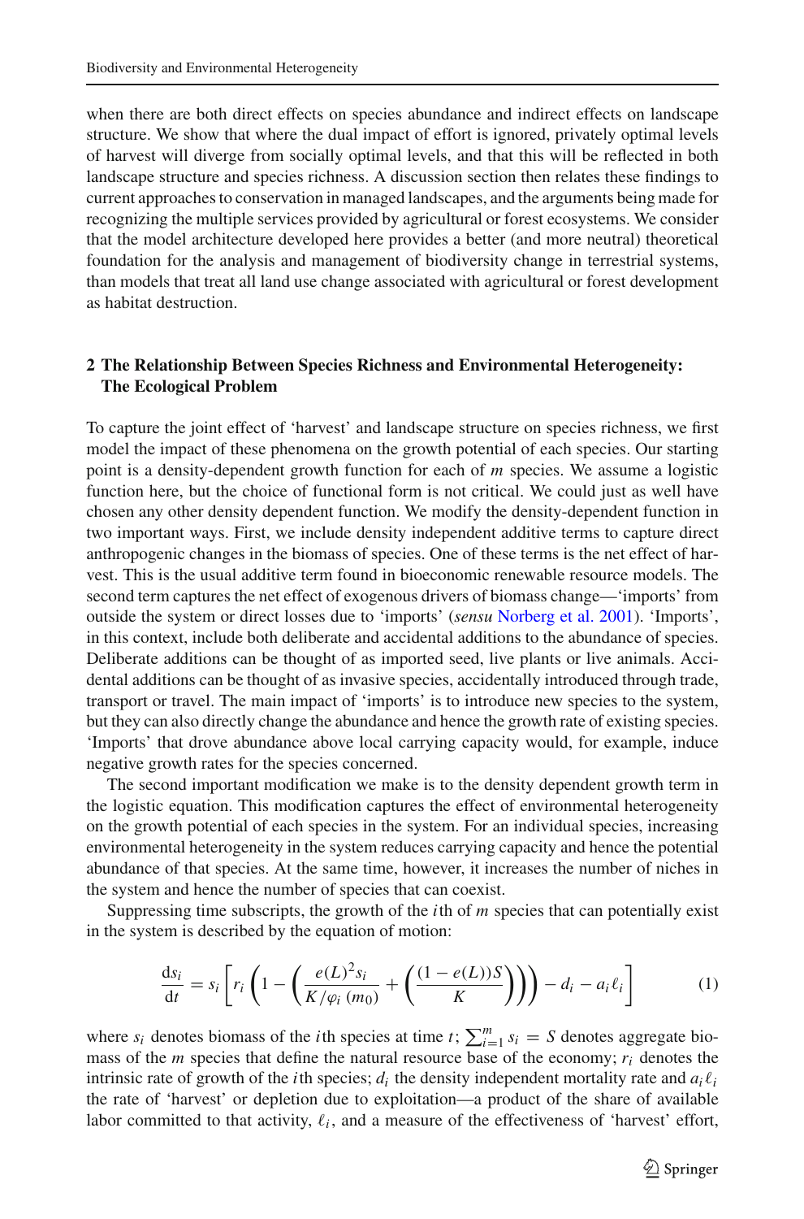when there are both direct effects on species abundance and indirect effects on landscape structure. We show that where the dual impact of effort is ignored, privately optimal levels of harvest will diverge from socially optimal levels, and that this will be reflected in both landscape structure and species richness. A discussion section then relates these findings to current approaches to conservation in managed landscapes, and the arguments being made for recognizing the multiple services provided by agricultural or forest ecosystems. We consider that the model architecture developed here provides a better (and more neutral) theoretical foundation for the analysis and management of biodiversity change in terrestrial systems, than models that treat all land use change associated with agricultural or forest development as habitat destruction.

## 2 The Relationship Between Species Richness and Environmental Heterogeneity: The Ecological Problem

To capture the joint effect of 'harvest' and landscape structure on species richness, we first model the impact of these phenomena on the growth potential of each species. Our starting point is a density-dependent growth function for each of $m$ species. We assume a logistic function here, but the choice of functional form is not critical. We could just as well have chosen any other density dependent function. We modify the density-dependent function in two important ways. First, we include density independent additive terms to capture direct anthropogenic changes in the biomass of species. One of these terms is the net effect of harvest. This is the usual additive term found in bioeconomic renewable resource models. The second term captures the net effect of exogenous drivers of biomass change—'imports' from outside the system or direct losses due to 'imports' (*sensu* Norberg et al. 2001). 'Imports', in this context, include both deliberate and accidental additions to the abundance of species. Deliberate additions can be thought of as imported seed, live plants or live animals. Accidental additions can be thought of as invasive species, accidentally introduced through trade, transport or travel. The main impact of 'imports' is to introduce new species to the system, but they can also directly change the abundance and hence the growth rate of existing species. 'Imports' that drove abundance above local carrying capacity would, for example, induce negative growth rates for the species concerned.

The second important modification we make is to the density dependent growth term in the logistic equation. This modification captures the effect of environmental heterogeneity on the growth potential of each species in the system. For an individual species, increasing environmental heterogeneity in the system reduces carrying capacity and hence the potential abundance of that species. At the same time, however, it increases the number of niches in the system and hence the number of species that can coexist.

Suppressing time subscripts, the growth of the $i$th of $m$ species that can potentially exist in the system is described by the equation of motion:

$$\frac{\mathrm{d}s_i}{\mathrm{d}t} = s_i \left[ r_i \left( 1 - \left( \frac{e(L)^2 s_i}{K/\varphi_i\,(m_0)} + \left( \frac{(1 - e(L))S}{K} \right) \right) \right) - d_i - a_i \ell_i \right] \tag{1}$$

where $s_i$ denotes biomass of the $i$th species at time $t$; $\sum_{i=1}^{m} s_i = S$ denotes aggregate biomass of the $m$ species that define the natural resource base of the economy; $r_i$ denotes the intrinsic rate of growth of the $i$th species; $d_i$ the density independent mortality rate and $a_i \ell_i$ the rate of 'harvest' or depletion due to exploitation—a product of the share of available labor committed to that activity, $\ell_i$, and a measure of the effectiveness of 'harvest' effort,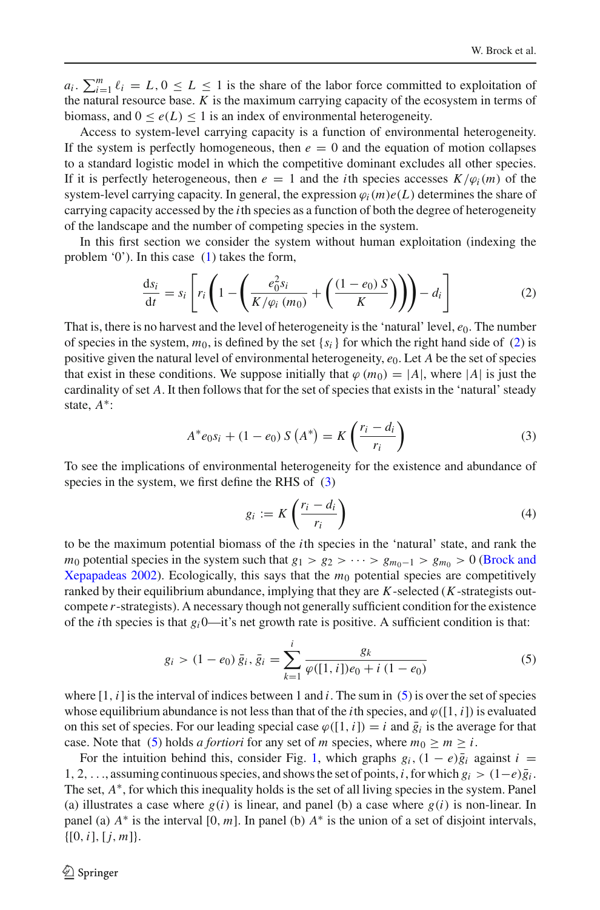$a_i$. $\sum_{i=1}^{m} \ell_i = L, 0 \leq L \leq 1$ is the share of the labor force committed to exploitation of the natural resource base. $K$ is the maximum carrying capacity of the ecosystem in terms of biomass, and $0 \leq e(L) \leq 1$ is an index of environmental heterogeneity.

Access to system-level carrying capacity is a function of environmental heterogeneity. If the system is perfectly homogeneous, then $e = 0$ and the equation of motion collapses to a standard logistic model in which the competitive dominant excludes all other species. If it is perfectly heterogeneous, then $e = 1$ and the $i$th species accesses $K/\varphi_i(m)$ of the system-level carrying capacity. In general, the expression $\varphi_i(m)e(L)$ determines the share of carrying capacity accessed by the $i$th species as a function of both the degree of heterogeneity of the landscape and the number of competing species in the system.

In this first section we consider the system without human exploitation (indexing the problem '0'). In this case (1) takes the form,

$$\frac{\mathrm{d}s_i}{\mathrm{d}t} = s_i \left[ r_i \left( 1 - \left( \frac{e_0^2 s_i}{K/\varphi_i(m_0)} + \left( \frac{(1-e_0)\, S}{K} \right) \right) \right) - d_i \right] \tag{2}$$

That is, there is no harvest and the level of heterogeneity is the 'natural' level, $e_0$. The number of species in the system, $m_0$, is defined by the set $\{s_i\}$ for which the right hand side of (2) is positive given the natural level of environmental heterogeneity, $e_0$. Let $A$ be the set of species that exist in these conditions. We suppose initially that $\varphi(m_0) = |A|$, where $|A|$ is just the cardinality of set $A$. It then follows that for the set of species that exists in the 'natural' steady state, $A^*$:

$$A^* e_0 s_i + (1-e_0)\, S\left(A^*\right) = K\left(\frac{r_i - d_i}{r_i}\right) \tag{3}$$

To see the implications of environmental heterogeneity for the existence and abundance of species in the system, we first define the RHS of (3)

$$g_i := K\left(\frac{r_i - d_i}{r_i}\right) \tag{4}$$

to be the maximum potential biomass of the $i$th species in the 'natural' state, and rank the $m_0$ potential species in the system such that $g_1 > g_2 > \cdots > g_{m_0-1} > g_{m_0} > 0$ (Brock and Xepapadeas 2002). Ecologically, this says that the $m_0$ potential species are competitively ranked by their equilibrium abundance, implying that they are $K$-selected ($K$-strategists outcompete $r$-strategists). A necessary though not generally sufficient condition for the existence of the $i$th species is that $g_i 0$—it's net growth rate is positive. A sufficient condition is that:

$$g_i > (1-e_0)\,\bar{g}_i,\ \bar{g}_i = \sum_{k=1}^{i} \frac{g_k}{\varphi([1,i])e_0 + i\,(1-e_0)} \tag{5}$$

where $[1, i]$ is the interval of indices between 1 and $i$. The sum in (5) is over the set of species whose equilibrium abundance is not less than that of the $i$th species, and $\varphi([1, i])$ is evaluated on this set of species. For our leading special case $\varphi([1, i]) = i$ and $\bar{g}_i$ is the average for that case. Note that (5) holds *a fortiori* for any set of $m$ species, where $m_0 \geq m \geq i$.

For the intuition behind this, consider Fig. 1, which graphs $g_i$, $(1-e)\bar{g}_i$ against $i = 1, 2, \ldots$, assuming continuous species, and shows the set of points, $i$, for which $g_i > (1-e)\bar{g}_i$. The set, $A^*$, for which this inequality holds is the set of all living species in the system. Panel (a) illustrates a case where $g(i)$ is linear, and panel (b) a case where $g(i)$ is non-linear. In panel (a) $A^*$ is the interval $[0, m]$. In panel (b) $A^*$ is the union of a set of disjoint intervals, $\{[0, i], [j, m]\}$.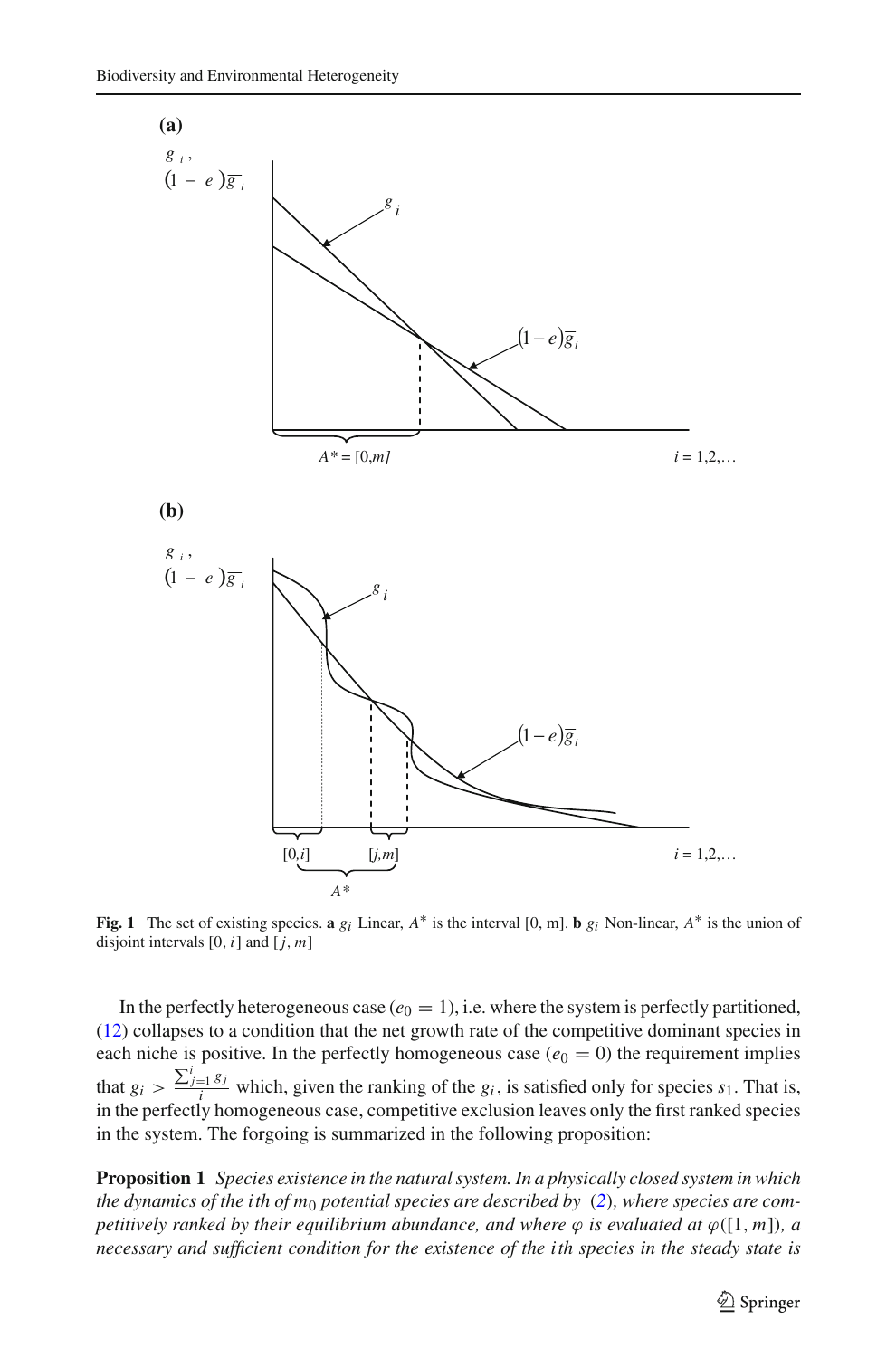**Fig. 1** The set of existing species. **a** $g_i$ Linear, $A^*$ is the interval [0, m]. **b** $g_i$ Non-linear, $A^*$ is the union of disjoint intervals $[0, i]$ and $[j, m]$

In the perfectly heterogeneous case ($e_0 = 1$), i.e. where the system is perfectly partitioned, (12) collapses to a condition that the net growth rate of the competitive dominant species in each niche is positive. In the perfectly homogeneous case ($e_0 = 0$) the requirement implies that $g_i > \frac{\sum_{j=1}^{i} g_j}{i}$ which, given the ranking of the $g_i$, is satisfied only for species $s_1$. That is, in the perfectly homogeneous case, competitive exclusion leaves only the first ranked species in the system. The forgoing is summarized in the following proposition:

**Proposition 1** *Species existence in the natural system. In a physically closed system in which the dynamics of the ith of $m_0$ potential species are described by (2), where species are competitively ranked by their equilibrium abundance, and where $\varphi$ is evaluated at $\varphi([1, m])$, a necessary and sufficient condition for the existence of the ith species in the steady state is*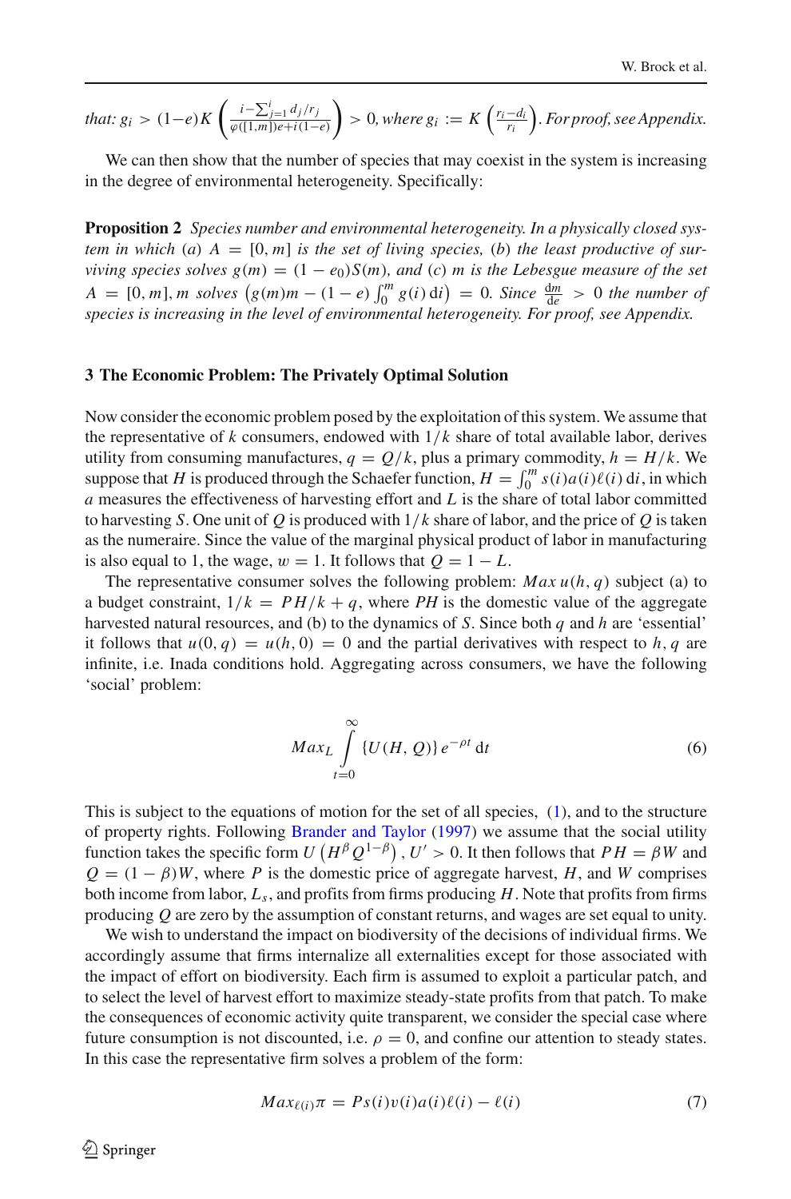that: $g_i > (1-e)K\left(\frac{i-\sum_{j=1}^{i} d_j/r_j}{\varphi([1,m])e+i(1-e)}\right) > 0$, where $g_i := K\left(\frac{r_i-d_i}{r_i}\right)$. For proof, see Appendix.

We can then show that the number of species that may coexist in the system is increasing in the degree of environmental heterogeneity. Specifically:

**Proposition 2** *Species number and environmental heterogeneity. In a physically closed system in which (a) $A = [0, m]$ is the set of living species, (b) the least productive of surviving species solves $g(m) = (1 - e_0)S(m)$, and (c) $m$ is the Lebesgue measure of the set $A = [0, m]$, $m$ solves $\left(g(m)m - (1 - e)\int_0^m g(i)\,\mathrm{d}i\right) = 0$. Since $\frac{\mathrm{d}m}{\mathrm{d}e} > 0$ the number of species is increasing in the level of environmental heterogeneity. For proof, see Appendix.*

### 3 The Economic Problem: The Privately Optimal Solution

Now consider the economic problem posed by the exploitation of this system. We assume that the representative of $k$ consumers, endowed with $1/k$ share of total available labor, derives utility from consuming manufactures, $q = Q/k$, plus a primary commodity, $h = H/k$. We suppose that $H$ is produced through the Schaefer function, $H = \int_0^m s(i)a(i)\ell(i)\,\mathrm{d}i$, in which $a$ measures the effectiveness of harvesting effort and $L$ is the share of total labor committed to harvesting $S$. One unit of $Q$ is produced with $1/k$ share of labor, and the price of $Q$ is taken as the numeraire. Since the value of the marginal physical product of labor in manufacturing is also equal to 1, the wage, $w = 1$. It follows that $Q = 1 - L$.

The representative consumer solves the following problem: $Max\, u(h, q)$ subject (a) to a budget constraint, $1/k = PH/k + q$, where $PH$ is the domestic value of the aggregate harvested natural resources, and (b) to the dynamics of $S$. Since both $q$ and $h$ are 'essential' it follows that $u(0, q) = u(h, 0) = 0$ and the partial derivatives with respect to $h, q$ are infinite, i.e. Inada conditions hold. Aggregating across consumers, we have the following 'social' problem:

$$Max_L \int_{t=0}^{\infty} \{U(H, Q)\}\, e^{-\rho t}\,\mathrm{d}t \tag{6}$$

This is subject to the equations of motion for the set of all species, (1), and to the structure of property rights. Following Brander and Taylor (1997) we assume that the social utility function takes the specific form $U\left(H^{\beta}Q^{1-\beta}\right)$, $U' > 0$. It then follows that $PH = \beta W$ and $Q = (1-\beta)W$, where $P$ is the domestic price of aggregate harvest, $H$, and $W$ comprises both income from labor, $L_s$, and profits from firms producing $H$. Note that profits from firms producing $Q$ are zero by the assumption of constant returns, and wages are set equal to unity.

We wish to understand the impact on biodiversity of the decisions of individual firms. We accordingly assume that firms internalize all externalities except for those associated with the impact of effort on biodiversity. Each firm is assumed to exploit a particular patch, and to select the level of harvest effort to maximize steady-state profits from that patch. To make the consequences of economic activity quite transparent, we consider the special case where future consumption is not discounted, i.e. $\rho = 0$, and confine our attention to steady states. In this case the representative firm solves a problem of the form:

$$Max_{\ell(i)}\pi = Ps(i)v(i)a(i)\ell(i) - \ell(i) \tag{7}$$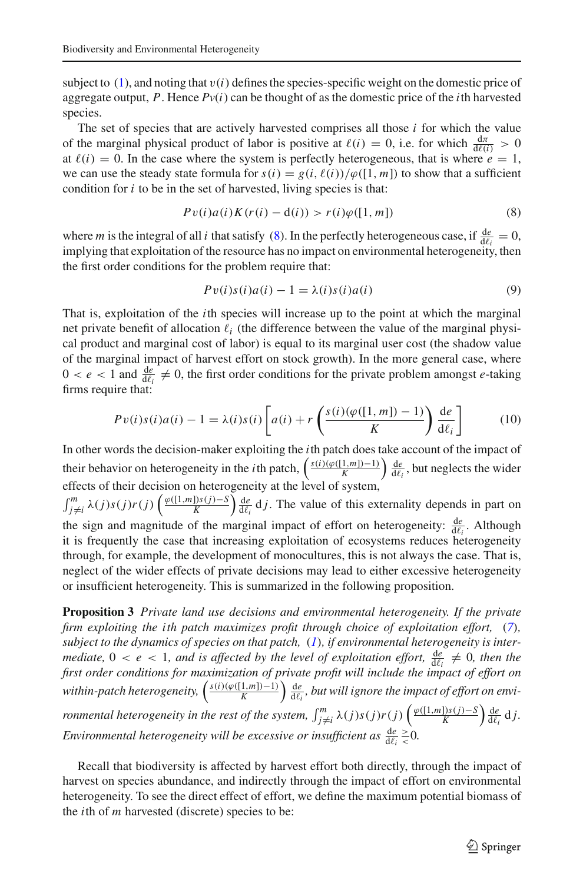subject to (1), and noting that $v(i)$ defines the species-specific weight on the domestic price of aggregate output, $P$. Hence $Pv(i)$ can be thought of as the domestic price of the $i$th harvested species.

The set of species that are actively harvested comprises all those $i$ for which the value of the marginal physical product of labor is positive at $\ell(i) = 0$, i.e. for which $\frac{\mathrm{d}\pi}{\mathrm{d}\ell(i)} > 0$ at $\ell(i) = 0$. In the case where the system is perfectly heterogeneous, that is where $e = 1$, we can use the steady state formula for $s(i) = g(i, \ell(i))/\varphi([1, m])$ to show that a sufficient condition for $i$ to be in the set of harvested, living species is that:

$$Pv(i)a(i)K(r(i) - \mathrm{d}(i)) > r(i)\varphi([1, m]) \tag{8}$$

where $m$ is the integral of all $i$ that satisfy (8). In the perfectly heterogeneous case, if $\frac{\mathrm{d}e}{\mathrm{d}\ell_i} = 0$, implying that exploitation of the resource has no impact on environmental heterogeneity, then the first order conditions for the problem require that:

$$Pv(i)s(i)a(i) - 1 = \lambda(i)s(i)a(i) \tag{9}$$

That is, exploitation of the $i$th species will increase up to the point at which the marginal net private benefit of allocation $\ell_i$ (the difference between the value of the marginal physical product and marginal cost of labor) is equal to its marginal user cost (the shadow value of the marginal impact of harvest effort on stock growth). In the more general case, where $0 < e < 1$ and $\frac{\mathrm{d}e}{\mathrm{d}\ell_i} \neq 0$, the first order conditions for the private problem amongst $e$-taking firms require that:

$$Pv(i)s(i)a(i) - 1 = \lambda(i)s(i)\left[a(i) + r\left(\frac{s(i)(\varphi([1, m]) - 1)}{K}\right)\frac{\mathrm{d}e}{\mathrm{d}\ell_i}\right] \tag{10}$$

In other words the decision-maker exploiting the $i$th patch does take account of the impact of their behavior on heterogeneity in the $i$th patch, $\left(\frac{s(i)(\varphi([1,m])-1)}{K}\right)\frac{\mathrm{d}e}{\mathrm{d}\ell_i}$, but neglects the wider effects of their decision on heterogeneity at the level of system, $\int_{j \neq i}^{m} \lambda(j)s(j)r(j)\left(\frac{\varphi([1,m])s(j)-S}{K}\right)\frac{\mathrm{d}e}{\mathrm{d}\ell_i}\,\mathrm{d}j$. The value of this externality depends in part on the sign and magnitude of the marginal impact of effort on heterogeneity: $\frac{\mathrm{d}e}{\mathrm{d}\ell_i}$. Although it is frequently the case that increasing exploitation of ecosystems reduces heterogeneity through, for example, the development of monocultures, this is not always the case. That is, neglect of the wider effects of private decisions may lead to either excessive heterogeneity or insufficient heterogeneity. This is summarized in the following proposition.

**Proposition 3** *Private land use decisions and environmental heterogeneity. If the private firm exploiting the $i$th patch maximizes profit through choice of exploitation effort, (7), subject to the dynamics of species on that patch, (1), if environmental heterogeneity is intermediate, $0 < e < 1$, and is affected by the level of exploitation effort, $\frac{\mathrm{d}e}{\mathrm{d}\ell_i} \neq 0$, then the first order conditions for maximization of private profit will include the impact of effort on within-patch heterogeneity, $\left(\frac{s(i)(\varphi([1,m])-1)}{K}\right)\frac{\mathrm{d}e}{\mathrm{d}\ell_i}$, but will ignore the impact of effort on environmental heterogeneity in the rest of the system, $\int_{j \neq i}^{m} \lambda(j)s(j)r(j)\left(\frac{\varphi([1,m])s(j)-S}{K}\right)\frac{\mathrm{d}e}{\mathrm{d}\ell_i}\,\mathrm{d}j$. Environmental heterogeneity will be excessive or insufficient as $\frac{\mathrm{d}e}{\mathrm{d}\ell_i} \gtrless 0$.*

Recall that biodiversity is affected by harvest effort both directly, through the impact of harvest on species abundance, and indirectly through the impact of effort on environmental heterogeneity. To see the direct effect of effort, we define the maximum potential biomass of the $i$th of $m$ harvested (discrete) species to be: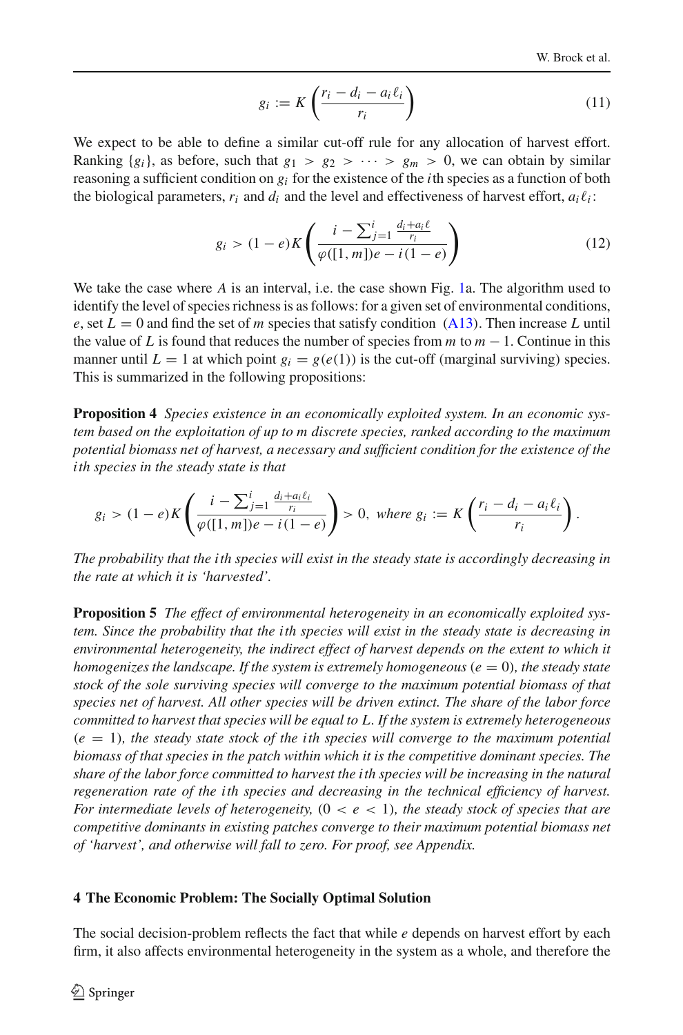$$g_i := K\left(\frac{r_i - d_i - a_i \ell_i}{r_i}\right) \tag{11}$$

We expect to be able to define a similar cut-off rule for any allocation of harvest effort. Ranking $\{g_i\}$, as before, such that $g_1 > g_2 > \cdots > g_m > 0$, we can obtain by similar reasoning a sufficient condition on $g_i$ for the existence of the $i$th species as a function of both the biological parameters, $r_i$ and $d_i$ and the level and effectiveness of harvest effort, $a_i \ell_i$:

$$g_i > (1-e)K\left(\frac{i - \sum_{j=1}^{i} \frac{d_i + a_i \ell}{r_i}}{\varphi([1,m])e - i(1-e)}\right) \tag{12}$$

We take the case where $A$ is an interval, i.e. the case shown Fig. 1a. The algorithm used to identify the level of species richness is as follows: for a given set of environmental conditions, $e$, set $L = 0$ and find the set of $m$ species that satisfy condition (A13). Then increase $L$ until the value of $L$ is found that reduces the number of species from $m$ to $m-1$. Continue in this manner until $L = 1$ at which point $g_i = g(e(1))$ is the cut-off (marginal surviving) species. This is summarized in the following propositions:

**Proposition 4** *Species existence in an economically exploited system. In an economic system based on the exploitation of up to m discrete species, ranked according to the maximum potential biomass net of harvest, a necessary and sufficient condition for the existence of the ith species in the steady state is that*

$$g_i > (1-e)K\left(\frac{i - \sum_{j=1}^{i} \frac{d_i + a_i \ell_i}{r_i}}{\varphi([1,m])e - i(1-e)}\right) > 0, \text{ where } g_i := K\left(\frac{r_i - d_i - a_i \ell_i}{r_i}\right).$$

*The probability that the ith species will exist in the steady state is accordingly decreasing in the rate at which it is 'harvested'.*

**Proposition 5** *The effect of environmental heterogeneity in an economically exploited system. Since the probability that the ith species will exist in the steady state is decreasing in environmental heterogeneity, the indirect effect of harvest depends on the extent to which it homogenizes the landscape. If the system is extremely homogeneous* ($e = 0$)*, the steady state stock of the sole surviving species will converge to the maximum potential biomass of that species net of harvest. All other species will be driven extinct. The share of the labor force committed to harvest that species will be equal to L. If the system is extremely heterogeneous* ($e = 1$)*, the steady state stock of the ith species will converge to the maximum potential biomass of that species in the patch within which it is the competitive dominant species. The share of the labor force committed to harvest the ith species will be increasing in the natural regeneration rate of the ith species and decreasing in the technical efficiency of harvest. For intermediate levels of heterogeneity,* ($0 < e < 1$)*, the steady stock of species that are competitive dominants in existing patches converge to their maximum potential biomass net of 'harvest', and otherwise will fall to zero. For proof, see Appendix.*

## 4 The Economic Problem: The Socially Optimal Solution

The social decision-problem reflects the fact that while $e$ depends on harvest effort by each firm, it also affects environmental heterogeneity in the system as a whole, and therefore the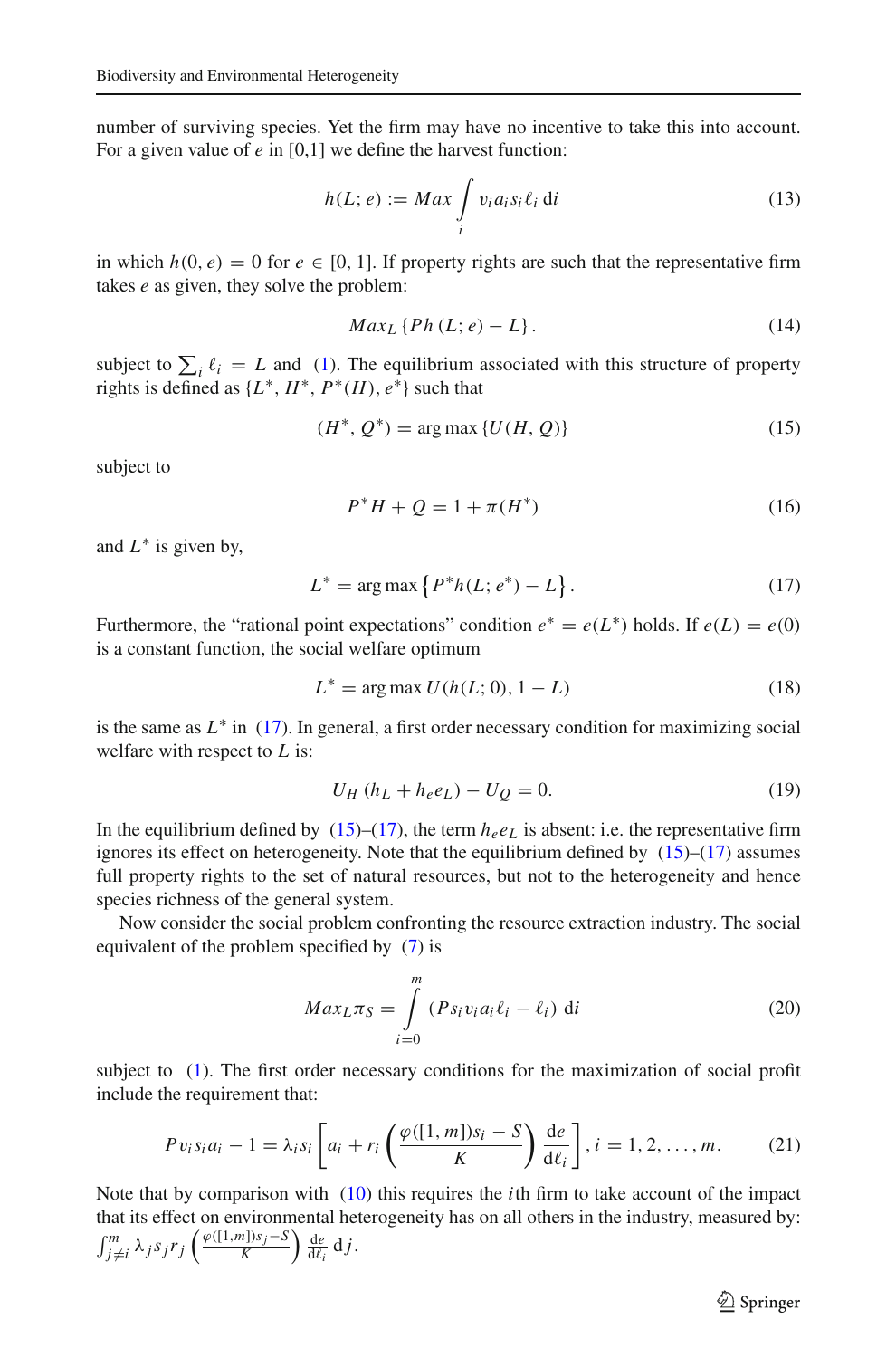number of surviving species. Yet the firm may have no incentive to take this into account. For a given value of $e$ in [0,1] we define the harvest function:

$$h(L; e) := Max \int_i v_i a_i s_i \ell_i \, \mathrm{d}i \tag{13}$$

in which $h(0, e) = 0$ for $e \in [0, 1]$. If property rights are such that the representative firm takes $e$ as given, they solve the problem:

$$Max_L \{Ph(L; e) - L\}. \tag{14}$$

subject to $\sum_i \ell_i = L$ and (1). The equilibrium associated with this structure of property rights is defined as $\{L^*, H^*, P^*(H), e^*\}$ such that

$$(H^*, Q^*) = \arg\max \{U(H, Q)\} \tag{15}$$

subject to

$$P^* H + Q = 1 + \pi(H^*) \tag{16}$$

and $L^*$ is given by,

$$L^* = \arg\max \left\{P^* h(L; e^*) - L\right\}. \tag{17}$$

Furthermore, the "rational point expectations" condition $e^* = e(L^*)$ holds. If $e(L) = e(0)$ is a constant function, the social welfare optimum

$$L^* = \arg\max U(h(L; 0), 1 - L) \tag{18}$$

is the same as $L^*$ in (17). In general, a first order necessary condition for maximizing social welfare with respect to $L$ is:

$$U_H (h_L + h_e e_L) - U_Q = 0. \tag{19}$$

In the equilibrium defined by (15)–(17), the term $h_e e_L$ is absent: i.e. the representative firm ignores its effect on heterogeneity. Note that the equilibrium defined by (15)–(17) assumes full property rights to the set of natural resources, but not to the heterogeneity and hence species richness of the general system.

Now consider the social problem confronting the resource extraction industry. The social equivalent of the problem specified by (7) is

$$Max_L \pi_S = \int_{i=0}^{m} (P s_i v_i a_i \ell_i - \ell_i) \, \mathrm{d}i \tag{20}$$

subject to (1). The first order necessary conditions for the maximization of social profit include the requirement that:

$$P v_i s_i a_i - 1 = \lambda_i s_i \left[ a_i + r_i \left( \frac{\varphi([1, m]) s_i - S}{K} \right) \frac{\mathrm{d}e}{\mathrm{d}\ell_i} \right], i = 1, 2, \ldots, m. \tag{21}$$

Note that by comparison with (10) this requires the $i$th firm to take account of the impact that its effect on environmental heterogeneity has on all others in the industry, measured by: $\int_{j \neq i}^{m} \lambda_j s_j r_j \left( \frac{\varphi([1,m]) s_j - S}{K} \right) \frac{\mathrm{d}e}{\mathrm{d}\ell_i} \, \mathrm{d}j$.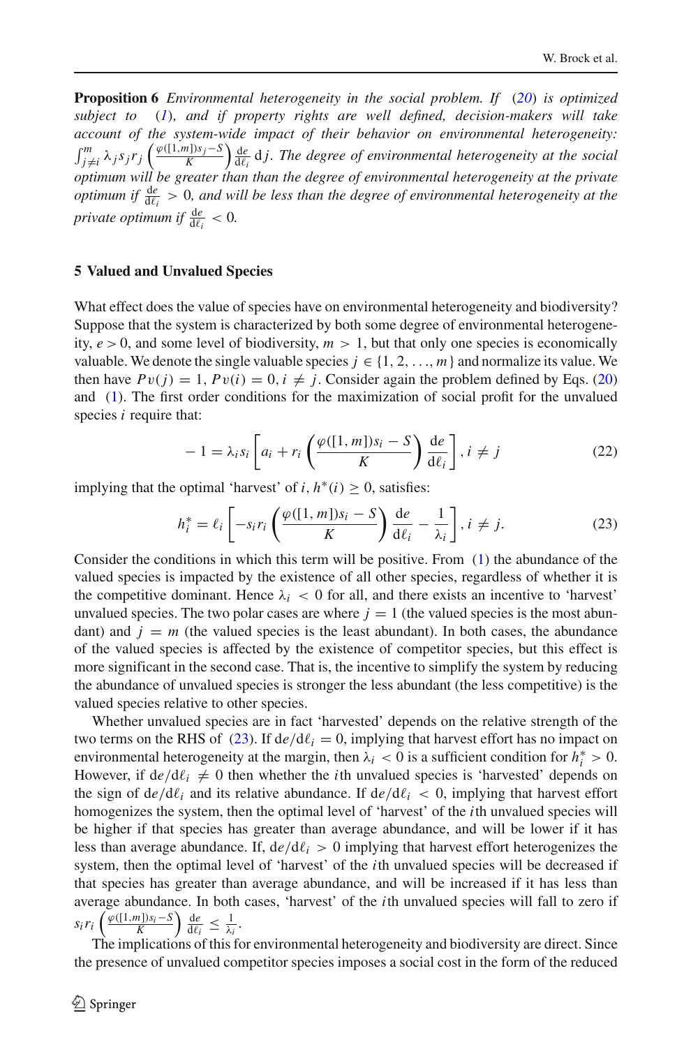**Proposition 6** *Environmental heterogeneity in the social problem. If (20) is optimized subject to (1), and if property rights are well defined, decision-makers will take account of the system-wide impact of their behavior on environmental heterogeneity:* $\int_{j \neq i}^{m} \lambda_j s_j r_j \left( \frac{\varphi([1,m])s_j - S}{K} \right) \frac{\mathrm{d}e}{\mathrm{d}\ell_i} \, \mathrm{d}j$. *The degree of environmental heterogeneity at the social optimum will be greater than than the degree of environmental heterogeneity at the private optimum if* $\frac{\mathrm{d}e}{\mathrm{d}\ell_i} > 0$*, and will be less than the degree of environmental heterogeneity at the private optimum if* $\frac{\mathrm{d}e}{\mathrm{d}\ell_i} < 0$*.*

## 5 Valued and Unvalued Species

What effect does the value of species have on environmental heterogeneity and biodiversity? Suppose that the system is characterized by both some degree of environmental heterogeneity, $e > 0$, and some level of biodiversity, $m > 1$, but that only one species is economically valuable. We denote the single valuable species $j \in \{1, 2, \ldots, m\}$ and normalize its value. We then have $Pv(j) = 1$, $Pv(i) = 0$, $i \neq j$. Consider again the problem defined by Eqs. (20) and (1). The first order conditions for the maximization of social profit for the unvalued species $i$ require that:

$$-1 = \lambda_i s_i \left[ a_i + r_i \left( \frac{\varphi([1,m])s_i - S}{K} \right) \frac{\mathrm{d}e}{\mathrm{d}\ell_i} \right], i \neq j \tag{22}$$

implying that the optimal 'harvest' of $i$, $h^*(i) \geq 0$, satisfies:

$$h_i^* = \ell_i \left[ -s_i r_i \left( \frac{\varphi([1,m])s_i - S}{K} \right) \frac{\mathrm{d}e}{\mathrm{d}\ell_i} - \frac{1}{\lambda_i} \right], i \neq j. \tag{23}$$

Consider the conditions in which this term will be positive. From (1) the abundance of the valued species is impacted by the existence of all other species, regardless of whether it is the competitive dominant. Hence $\lambda_i < 0$ for all, and there exists an incentive to 'harvest' unvalued species. The two polar cases are where $j = 1$ (the valued species is the most abundant) and $j = m$ (the valued species is the least abundant). In both cases, the abundance of the valued species is affected by the existence of competitor species, but this effect is more significant in the second case. That is, the incentive to simplify the system by reducing the abundance of unvalued species is stronger the less abundant (the less competitive) is the valued species relative to other species.

Whether unvalued species are in fact 'harvested' depends on the relative strength of the two terms on the RHS of (23). If $\mathrm{d}e/\mathrm{d}\ell_i = 0$, implying that harvest effort has no impact on environmental heterogeneity at the margin, then $\lambda_i < 0$ is a sufficient condition for $h_i^* > 0$. However, if $\mathrm{d}e/\mathrm{d}\ell_i \neq 0$ then whether the $i$th unvalued species is 'harvested' depends on the sign of $\mathrm{d}e/\mathrm{d}\ell_i$ and its relative abundance. If $\mathrm{d}e/\mathrm{d}\ell_i < 0$, implying that harvest effort homogenizes the system, then the optimal level of 'harvest' of the $i$th unvalued species will be higher if that species has greater than average abundance, and will be lower if it has less than average abundance. If, $\mathrm{d}e/\mathrm{d}\ell_i > 0$ implying that harvest effort heterogenizes the system, then the optimal level of 'harvest' of the $i$th unvalued species will be decreased if that species has greater than average abundance, and will be increased if it has less than average abundance. In both cases, 'harvest' of the $i$th unvalued species will fall to zero if $s_i r_i \left( \frac{\varphi([1,m])s_i - S}{K} \right) \frac{\mathrm{d}e}{\mathrm{d}\ell_i} \leq \frac{1}{\lambda_i}$.

The implications of this for environmental heterogeneity and biodiversity are direct. Since the presence of unvalued competitor species imposes a social cost in the form of the reduced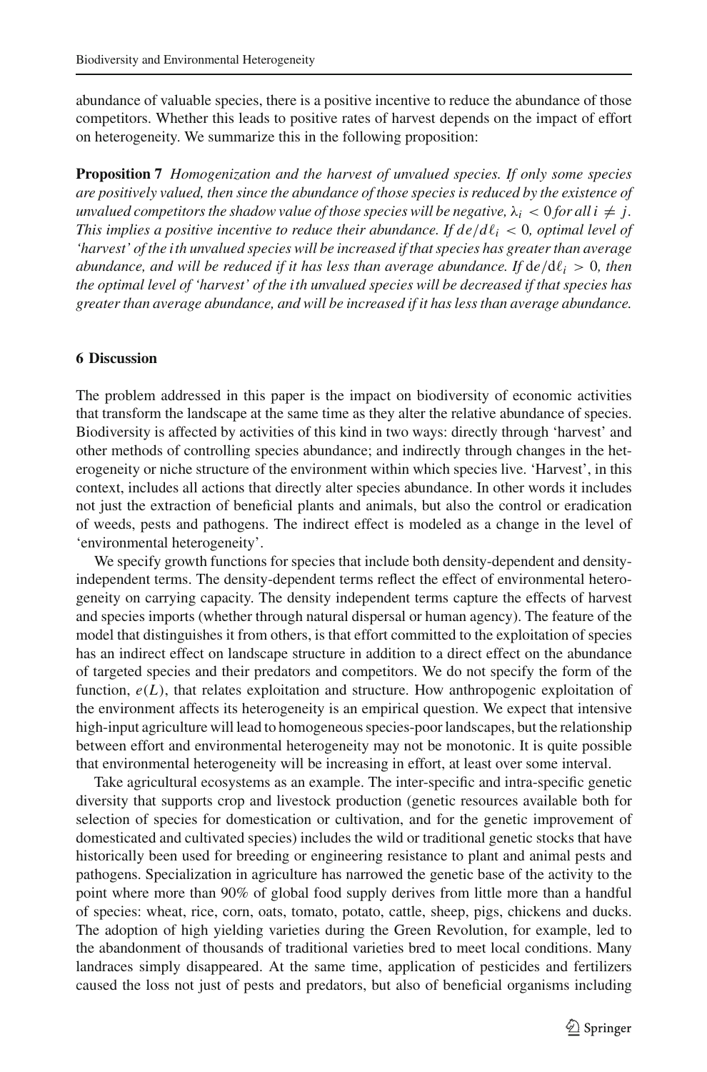abundance of valuable species, there is a positive incentive to reduce the abundance of those competitors. Whether this leads to positive rates of harvest depends on the impact of effort on heterogeneity. We summarize this in the following proposition:

**Proposition 7** *Homogenization and the harvest of unvalued species. If only some species are positively valued, then since the abundance of those species is reduced by the existence of unvalued competitors the shadow value of those species will be negative, $\lambda_i < 0$ for all $i \neq j$. This implies a positive incentive to reduce their abundance. If $de/d\ell_i < 0$, optimal level of 'harvest' of the $i$th unvalued species will be increased if that species has greater than average abundance, and will be reduced if it has less than average abundance. If $de/d\ell_i > 0$, then the optimal level of 'harvest' of the $i$th unvalued species will be decreased if that species has greater than average abundance, and will be increased if it has less than average abundance.*

## 6 Discussion

The problem addressed in this paper is the impact on biodiversity of economic activities that transform the landscape at the same time as they alter the relative abundance of species. Biodiversity is affected by activities of this kind in two ways: directly through 'harvest' and other methods of controlling species abundance; and indirectly through changes in the heterogeneity or niche structure of the environment within which species live. 'Harvest', in this context, includes all actions that directly alter species abundance. In other words it includes not just the extraction of beneficial plants and animals, but also the control or eradication of weeds, pests and pathogens. The indirect effect is modeled as a change in the level of 'environmental heterogeneity'.

We specify growth functions for species that include both density-dependent and density-independent terms. The density-dependent terms reflect the effect of environmental heterogeneity on carrying capacity. The density independent terms capture the effects of harvest and species imports (whether through natural dispersal or human agency). The feature of the model that distinguishes it from others, is that effort committed to the exploitation of species has an indirect effect on landscape structure in addition to a direct effect on the abundance of targeted species and their predators and competitors. We do not specify the form of the function, $e(L)$, that relates exploitation and structure. How anthropogenic exploitation of the environment affects its heterogeneity is an empirical question. We expect that intensive high-input agriculture will lead to homogeneous species-poor landscapes, but the relationship between effort and environmental heterogeneity may not be monotonic. It is quite possible that environmental heterogeneity will be increasing in effort, at least over some interval.

Take agricultural ecosystems as an example. The inter-specific and intra-specific genetic diversity that supports crop and livestock production (genetic resources available both for selection of species for domestication or cultivation, and for the genetic improvement of domesticated and cultivated species) includes the wild or traditional genetic stocks that have historically been used for breeding or engineering resistance to plant and animal pests and pathogens. Specialization in agriculture has narrowed the genetic base of the activity to the point where more than 90% of global food supply derives from little more than a handful of species: wheat, rice, corn, oats, tomato, potato, cattle, sheep, pigs, chickens and ducks. The adoption of high yielding varieties during the Green Revolution, for example, led to the abandonment of thousands of traditional varieties bred to meet local conditions. Many landraces simply disappeared. At the same time, application of pesticides and fertilizers caused the loss not just of pests and predators, but also of beneficial organisms including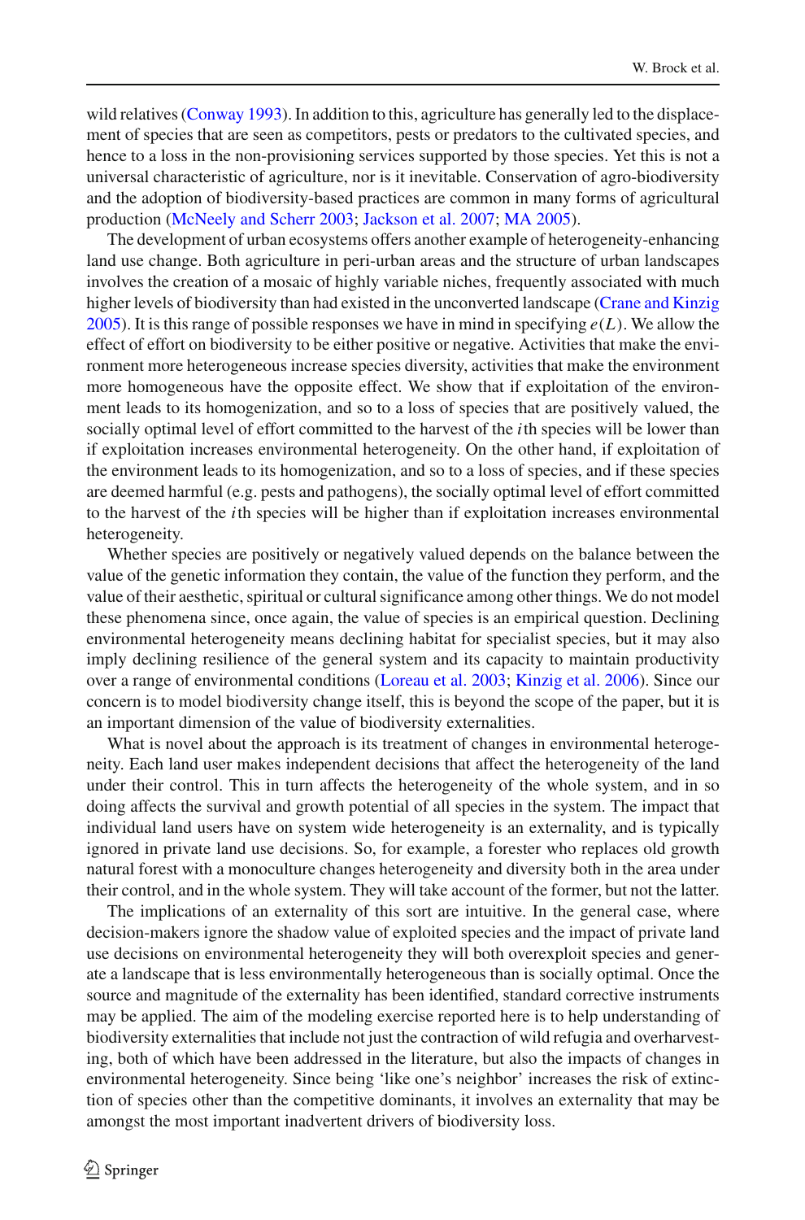wild relatives (Conway 1993). In addition to this, agriculture has generally led to the displacement of species that are seen as competitors, pests or predators to the cultivated species, and hence to a loss in the non-provisioning services supported by those species. Yet this is not a universal characteristic of agriculture, nor is it inevitable. Conservation of agro-biodiversity and the adoption of biodiversity-based practices are common in many forms of agricultural production (McNeely and Scherr 2003; Jackson et al. 2007; MA 2005).

The development of urban ecosystems offers another example of heterogeneity-enhancing land use change. Both agriculture in peri-urban areas and the structure of urban landscapes involves the creation of a mosaic of highly variable niches, frequently associated with much higher levels of biodiversity than had existed in the unconverted landscape (Crane and Kinzig 2005). It is this range of possible responses we have in mind in specifying $e(L)$. We allow the effect of effort on biodiversity to be either positive or negative. Activities that make the environment more heterogeneous increase species diversity, activities that make the environment more homogeneous have the opposite effect. We show that if exploitation of the environment leads to its homogenization, and so to a loss of species that are positively valued, the socially optimal level of effort committed to the harvest of the $i$th species will be lower than if exploitation increases environmental heterogeneity. On the other hand, if exploitation of the environment leads to its homogenization, and so to a loss of species, and if these species are deemed harmful (e.g. pests and pathogens), the socially optimal level of effort committed to the harvest of the $i$th species will be higher than if exploitation increases environmental heterogeneity.

Whether species are positively or negatively valued depends on the balance between the value of the genetic information they contain, the value of the function they perform, and the value of their aesthetic, spiritual or cultural significance among other things. We do not model these phenomena since, once again, the value of species is an empirical question. Declining environmental heterogeneity means declining habitat for specialist species, but it may also imply declining resilience of the general system and its capacity to maintain productivity over a range of environmental conditions (Loreau et al. 2003; Kinzig et al. 2006). Since our concern is to model biodiversity change itself, this is beyond the scope of the paper, but it is an important dimension of the value of biodiversity externalities.

What is novel about the approach is its treatment of changes in environmental heterogeneity. Each land user makes independent decisions that affect the heterogeneity of the land under their control. This in turn affects the heterogeneity of the whole system, and in so doing affects the survival and growth potential of all species in the system. The impact that individual land users have on system wide heterogeneity is an externality, and is typically ignored in private land use decisions. So, for example, a forester who replaces old growth natural forest with a monoculture changes heterogeneity and diversity both in the area under their control, and in the whole system. They will take account of the former, but not the latter.

The implications of an externality of this sort are intuitive. In the general case, where decision-makers ignore the shadow value of exploited species and the impact of private land use decisions on environmental heterogeneity they will both overexploit species and generate a landscape that is less environmentally heterogeneous than is socially optimal. Once the source and magnitude of the externality has been identified, standard corrective instruments may be applied. The aim of the modeling exercise reported here is to help understanding of biodiversity externalities that include not just the contraction of wild refugia and overharvesting, both of which have been addressed in the literature, but also the impacts of changes in environmental heterogeneity. Since being 'like one's neighbor' increases the risk of extinction of species other than the competitive dominants, it involves an externality that may be amongst the most important inadvertent drivers of biodiversity loss.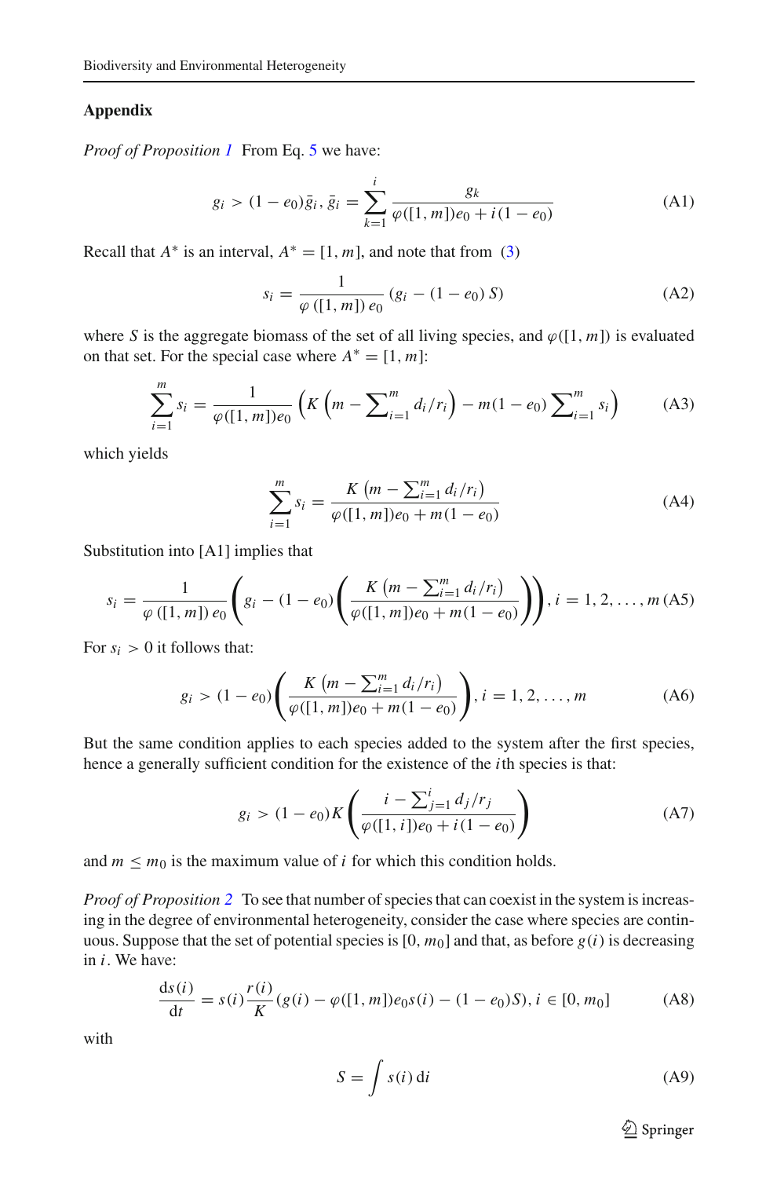## Appendix

*Proof of Proposition 1* From Eq. 5 we have:

$$g_i > (1 - e_0)\bar{g}_i, \; \bar{g}_i = \sum_{k=1}^{i} \frac{g_k}{\varphi([1, m])e_0 + i(1 - e_0)} \tag{A1}$$

Recall that $A^*$ is an interval, $A^* = [1, m]$, and note that from (3)

$$s_i = \frac{1}{\varphi([1, m])\, e_0}\left(g_i - (1 - e_0)\, S\right) \tag{A2}$$

where $S$ is the aggregate biomass of the set of all living species, and $\varphi([1, m])$ is evaluated on that set. For the special case where $A^* = [1, m]$:

$$\sum_{i=1}^{m} s_i = \frac{1}{\varphi([1, m])e_0}\left(K\left(m - \sum\nolimits_{i=1}^{m} d_i/r_i\right) - m(1 - e_0)\sum\nolimits_{i=1}^{m} s_i\right) \tag{A3}$$

which yields

$$\sum_{i=1}^{m} s_i = \frac{K\left(m - \sum_{i=1}^{m} d_i/r_i\right)}{\varphi([1, m])e_0 + m(1 - e_0)} \tag{A4}$$

Substitution into [A1] implies that

$$s_i = \frac{1}{\varphi([1, m])\, e_0}\left(g_i - (1 - e_0)\left(\frac{K\left(m - \sum_{i=1}^{m} d_i/r_i\right)}{\varphi([1, m])e_0 + m(1 - e_0)}\right)\right), i = 1, 2, \ldots, m \tag{A5}$$

For $s_i > 0$ it follows that:

$$g_i > (1 - e_0)\left(\frac{K\left(m - \sum_{i=1}^{m} d_i/r_i\right)}{\varphi([1, m])e_0 + m(1 - e_0)}\right), i = 1, 2, \ldots, m \tag{A6}$$

But the same condition applies to each species added to the system after the first species, hence a generally sufficient condition for the existence of the $i$th species is that:

$$g_i > (1 - e_0)K\left(\frac{i - \sum_{j=1}^{i} d_j/r_j}{\varphi([1, i])e_0 + i(1 - e_0)}\right) \tag{A7}$$

and $m \leq m_0$ is the maximum value of $i$ for which this condition holds.

*Proof of Proposition 2* To see that number of species that can coexist in the system is increasing in the degree of environmental heterogeneity, consider the case where species are continuous. Suppose that the set of potential species is $[0, m_0]$ and that, as before $g(i)$ is decreasing in $i$. We have:

$$\frac{\mathrm{d}s(i)}{\mathrm{d}t} = s(i)\frac{r(i)}{K}(g(i) - \varphi([1, m])e_0 s(i) - (1 - e_0)S), i \in [0, m_0] \tag{A8}$$

with

$$S = \int s(i)\,\mathrm{d}i \tag{A9}$$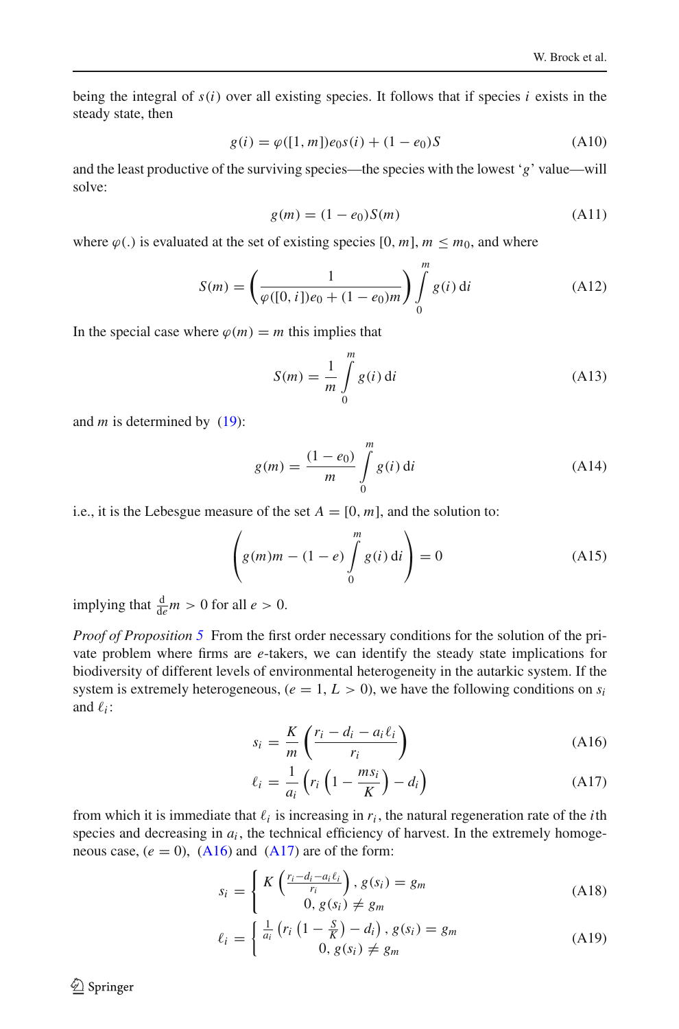being the integral of $s(i)$ over all existing species. It follows that if species $i$ exists in the steady state, then

$$g(i) = \varphi([1, m])e_0 s(i) + (1 - e_0)S \tag{A10}$$

and the least productive of the surviving species—the species with the lowest '$g$' value—will solve:

$$g(m) = (1 - e_0)S(m) \tag{A11}$$

where $\varphi(.)$ is evaluated at the set of existing species $[0, m]$, $m \leq m_0$, and where

$$S(m) = \left(\frac{1}{\varphi([0, i])e_0 + (1 - e_0)m}\right) \int_0^m g(i)\,\mathrm{d}i \tag{A12}$$

In the special case where $\varphi(m) = m$ this implies that

$$S(m) = \frac{1}{m} \int_0^m g(i)\,\mathrm{d}i \tag{A13}$$

and $m$ is determined by (19):

$$g(m) = \frac{(1 - e_0)}{m} \int_0^m g(i)\,\mathrm{d}i \tag{A14}$$

i.e., it is the Lebesgue measure of the set $A = [0, m]$, and the solution to:

$$\left(g(m)m - (1 - e) \int_0^m g(i)\,\mathrm{d}i\right) = 0 \tag{A15}$$

implying that $\frac{\mathrm{d}}{\mathrm{d}e}m > 0$ for all $e > 0$.

*Proof of Proposition 5* From the first order necessary conditions for the solution of the private problem where firms are $e$-takers, we can identify the steady state implications for biodiversity of different levels of environmental heterogeneity in the autarkic system. If the system is extremely heterogeneous, ($e = 1$, $L > 0$), we have the following conditions on $s_i$ and $\ell_i$:

$$s_i = \frac{K}{m}\left(\frac{r_i - d_i - a_i \ell_i}{r_i}\right) \tag{A16}$$

$$\ell_i = \frac{1}{a_i}\left(r_i\left(1 - \frac{m s_i}{K}\right) - d_i\right) \tag{A17}$$

from which it is immediate that $\ell_i$ is increasing in $r_i$, the natural regeneration rate of the $i$th species and decreasing in $a_i$, the technical efficiency of harvest. In the extremely homogeneous case, ($e = 0$), (A16) and (A17) are of the form:

$$s_i = \begin{cases} K\left(\frac{r_i - d_i - a_i \ell_i}{r_i}\right), & g(s_i) = g_m \\ 0, & g(s_i) \neq g_m \end{cases} \tag{A18}$$

$$\ell_i = \begin{cases} \frac{1}{a_i}\left(r_i\left(1 - \frac{S}{K}\right) - d_i\right), & g(s_i) = g_m \\ 0, & g(s_i) \neq g_m \end{cases} \tag{A19}$$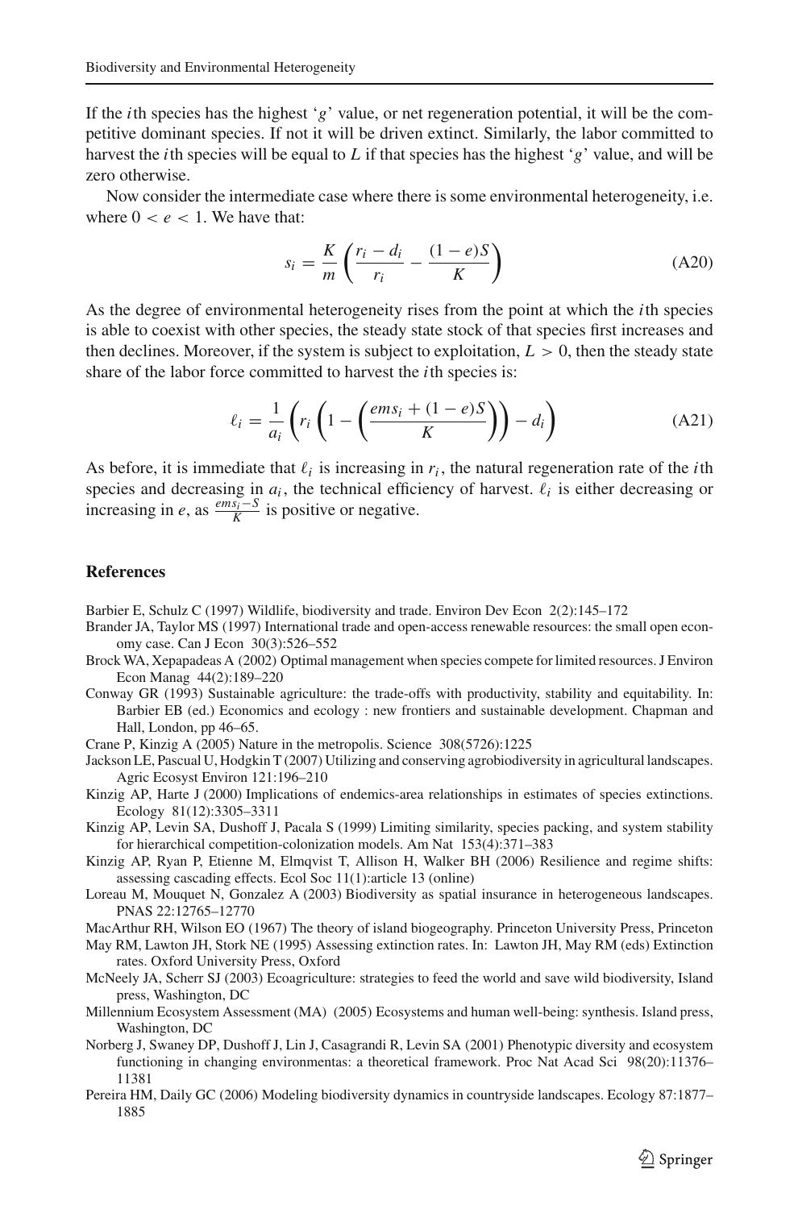If the $i$th species has the highest '$g$' value, or net regeneration potential, it will be the competitive dominant species. If not it will be driven extinct. Similarly, the labor committed to harvest the $i$th species will be equal to $L$ if that species has the highest '$g$' value, and will be zero otherwise.

Now consider the intermediate case where there is some environmental heterogeneity, i.e. where $0 < e < 1$. We have that:

$$s_i = \frac{K}{m}\left(\frac{r_i - d_i}{r_i} - \frac{(1-e)S}{K}\right) \tag{A20}$$

As the degree of environmental heterogeneity rises from the point at which the $i$th species is able to coexist with other species, the steady state stock of that species first increases and then declines. Moreover, if the system is subject to exploitation, $L > 0$, then the steady state share of the labor force committed to harvest the $i$th species is:

$$\ell_i = \frac{1}{a_i}\left(r_i\left(1 - \left(\frac{ems_i + (1-e)S}{K}\right)\right) - d_i\right) \tag{A21}$$

As before, it is immediate that $\ell_i$ is increasing in $r_i$, the natural regeneration rate of the $i$th species and decreasing in $a_i$, the technical efficiency of harvest. $\ell_i$ is either decreasing or increasing in $e$, as $\frac{ems_i - S}{K}$ is positive or negative.

## References

Barbier E, Schulz C (1997) Wildlife, biodiversity and trade. Environ Dev Econ 2(2):145–172

Brander JA, Taylor MS (1997) International trade and open-access renewable resources: the small open economy case. Can J Econ 30(3):526–552

Brock WA, Xepapadeas A (2002) Optimal management when species compete for limited resources. J Environ Econ Manag 44(2):189–220

Conway GR (1993) Sustainable agriculture: the trade-offs with productivity, stability and equitability. In: Barbier EB (ed.) Economics and ecology : new frontiers and sustainable development. Chapman and Hall, London, pp 46–65.

Crane P, Kinzig A (2005) Nature in the metropolis. Science 308(5726):1225

Jackson LE, Pascual U, Hodgkin T (2007) Utilizing and conserving agrobiodiversity in agricultural landscapes. Agric Ecosyst Environ 121:196–210

Kinzig AP, Harte J (2000) Implications of endemics-area relationships in estimates of species extinctions. Ecology 81(12):3305–3311

Kinzig AP, Levin SA, Dushoff J, Pacala S (1999) Limiting similarity, species packing, and system stability for hierarchical competition-colonization models. Am Nat 153(4):371–383

Kinzig AP, Ryan P, Etienne M, Elmqvist T, Allison H, Walker BH (2006) Resilience and regime shifts: assessing cascading effects. Ecol Soc 11(1):article 13 (online)

Loreau M, Mouquet N, Gonzalez A (2003) Biodiversity as spatial insurance in heterogeneous landscapes. PNAS 22:12765–12770

MacArthur RH, Wilson EO (1967) The theory of island biogeography. Princeton University Press, Princeton

May RM, Lawton JH, Stork NE (1995) Assessing extinction rates. In: Lawton JH, May RM (eds) Extinction rates. Oxford University Press, Oxford

McNeely JA, Scherr SJ (2003) Ecoagriculture: strategies to feed the world and save wild biodiversity, Island press, Washington, DC

Millennium Ecosystem Assessment (MA) (2005) Ecosystems and human well-being: synthesis. Island press, Washington, DC

Norberg J, Swaney DP, Dushoff J, Lin J, Casagrandi R, Levin SA (2001) Phenotypic diversity and ecosystem functioning in changing environmentas: a theoretical framework. Proc Nat Acad Sci 98(20):11376–11381

Pereira HM, Daily GC (2006) Modeling biodiversity dynamics in countryside landscapes. Ecology 87:1877–1885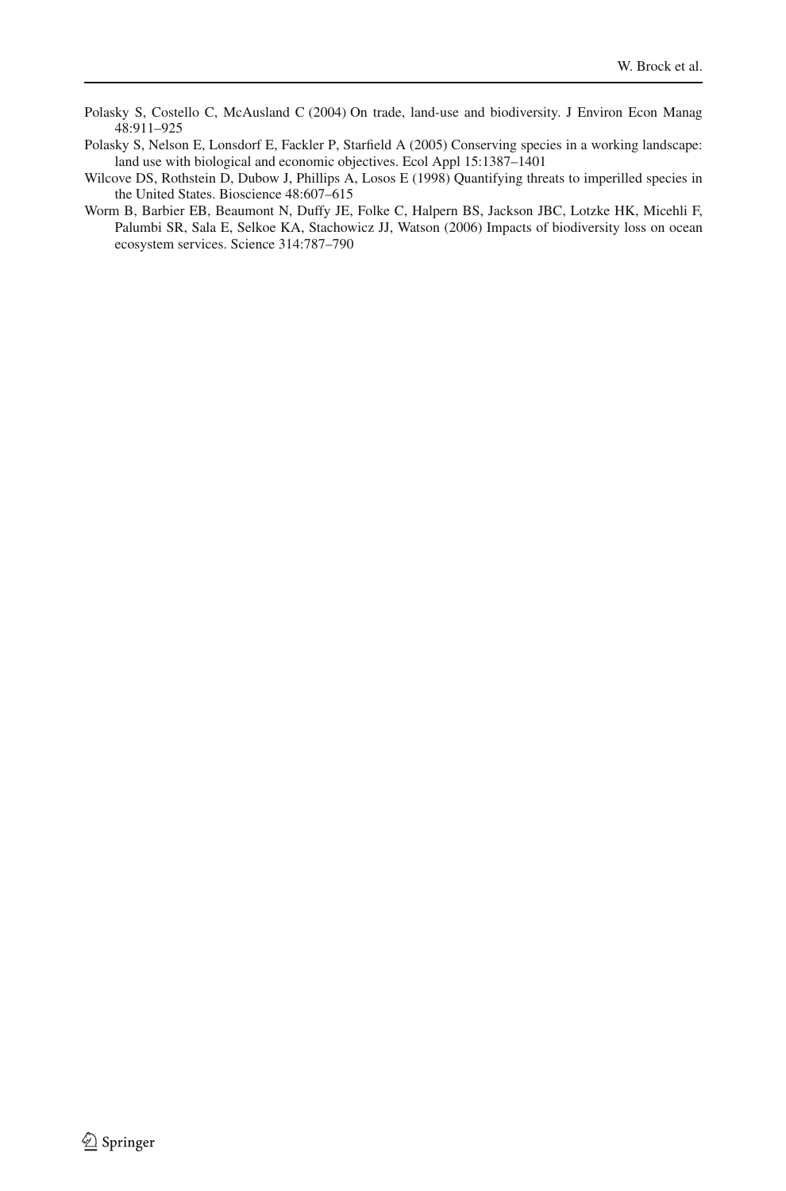Polasky S, Costello C, McAusland C (2004) On trade, land-use and biodiversity. J Environ Econ Manag 48:911–925

Polasky S, Nelson E, Lonsdorf E, Fackler P, Starfield A (2005) Conserving species in a working landscape: land use with biological and economic objectives. Ecol Appl 15:1387–1401

Wilcove DS, Rothstein D, Dubow J, Phillips A, Losos E (1998) Quantifying threats to imperilled species in the United States. Bioscience 48:607–615

Worm B, Barbier EB, Beaumont N, Duffy JE, Folke C, Halpern BS, Jackson JBC, Lotzke HK, Micehli F, Palumbi SR, Sala E, Selkoe KA, Stachowicz JJ, Watson (2006) Impacts of biodiversity loss on ocean ecosystem services. Science 314:787–790